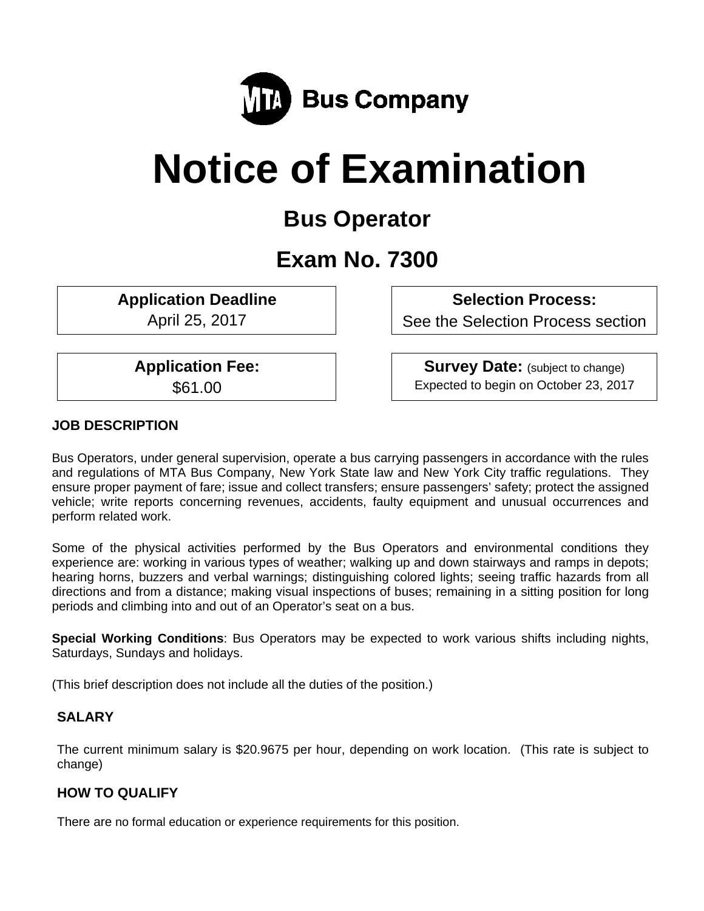MTA Bus Company

# Notice of Examination

## Bus Operator

## Exam No. 7300

| **Application Deadline** | **Selection Process:** |
|---|---|
| April 25, 2017 | See the Selection Process section |
| **Application Fee:** | **Survey Date:** (subject to change) |
| $61.00 | Expected to begin on October 23, 2017 |

### JOB DESCRIPTION

Bus Operators, under general supervision, operate a bus carrying passengers in accordance with the rules and regulations of MTA Bus Company, New York State law and New York City traffic regulations. They ensure proper payment of fare; issue and collect transfers; ensure passengers' safety; protect the assigned vehicle; write reports concerning revenues, accidents, faulty equipment and unusual occurrences and perform related work.

Some of the physical activities performed by the Bus Operators and environmental conditions they experience are: working in various types of weather; walking up and down stairways and ramps in depots; hearing horns, buzzers and verbal warnings; distinguishing colored lights; seeing traffic hazards from all directions and from a distance; making visual inspections of buses; remaining in a sitting position for long periods and climbing into and out of an Operator's seat on a bus.

**Special Working Conditions**: Bus Operators may be expected to work various shifts including nights, Saturdays, Sundays and holidays.

(This brief description does not include all the duties of the position.)

### SALARY

The current minimum salary is $20.9675 per hour, depending on work location. (This rate is subject to change)

### HOW TO QUALIFY

There are no formal education or experience requirements for this position.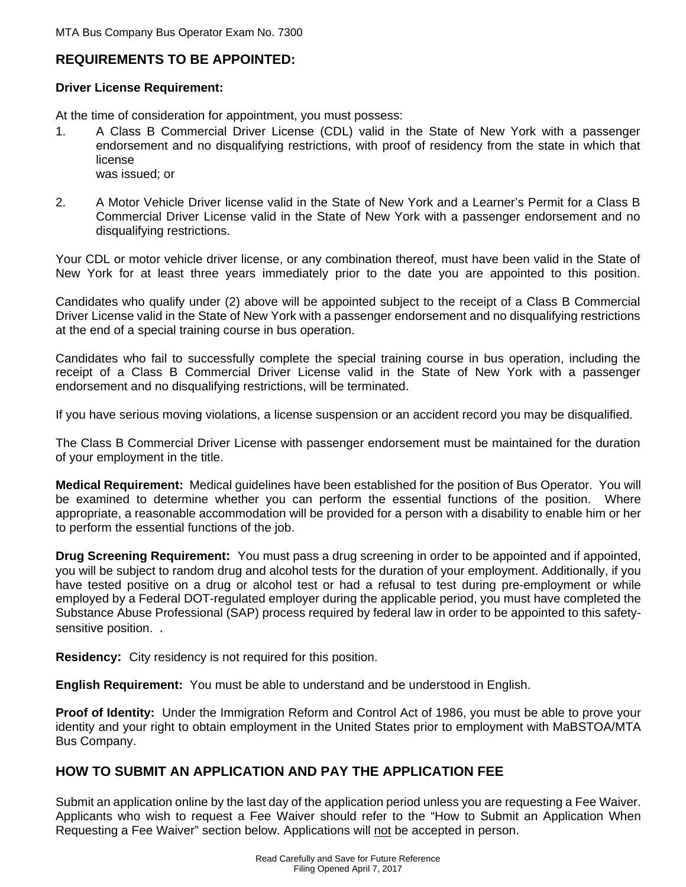## REQUIREMENTS TO BE APPOINTED:

**Driver License Requirement:**

At the time of consideration for appointment, you must possess:

1. A Class B Commercial Driver License (CDL) valid in the State of New York with a passenger endorsement and no disqualifying restrictions, with proof of residency from the state in which that license was issued; or

2. A Motor Vehicle Driver license valid in the State of New York and a Learner's Permit for a Class B Commercial Driver License valid in the State of New York with a passenger endorsement and no disqualifying restrictions.

Your CDL or motor vehicle driver license, or any combination thereof, must have been valid in the State of New York for at least three years immediately prior to the date you are appointed to this position.

Candidates who qualify under (2) above will be appointed subject to the receipt of a Class B Commercial Driver License valid in the State of New York with a passenger endorsement and no disqualifying restrictions at the end of a special training course in bus operation.

Candidates who fail to successfully complete the special training course in bus operation, including the receipt of a Class B Commercial Driver License valid in the State of New York with a passenger endorsement and no disqualifying restrictions, will be terminated.

If you have serious moving violations, a license suspension or an accident record you may be disqualified.

The Class B Commercial Driver License with passenger endorsement must be maintained for the duration of your employment in the title.

**Medical Requirement:** Medical guidelines have been established for the position of Bus Operator. You will be examined to determine whether you can perform the essential functions of the position. Where appropriate, a reasonable accommodation will be provided for a person with a disability to enable him or her to perform the essential functions of the job.

**Drug Screening Requirement:** You must pass a drug screening in order to be appointed and if appointed, you will be subject to random drug and alcohol tests for the duration of your employment. Additionally, if you have tested positive on a drug or alcohol test or had a refusal to test during pre-employment or while employed by a Federal DOT-regulated employer during the applicable period, you must have completed the Substance Abuse Professional (SAP) process required by federal law in order to be appointed to this safety-sensitive position. .

**Residency:** City residency is not required for this position.

**English Requirement:** You must be able to understand and be understood in English.

**Proof of Identity:** Under the Immigration Reform and Control Act of 1986, you must be able to prove your identity and your right to obtain employment in the United States prior to employment with MaBSTOA/MTA Bus Company.

## HOW TO SUBMIT AN APPLICATION AND PAY THE APPLICATION FEE

Submit an application online by the last day of the application period unless you are requesting a Fee Waiver. Applicants who wish to request a Fee Waiver should refer to the "How to Submit an Application When Requesting a Fee Waiver" section below. Applications will not be accepted in person.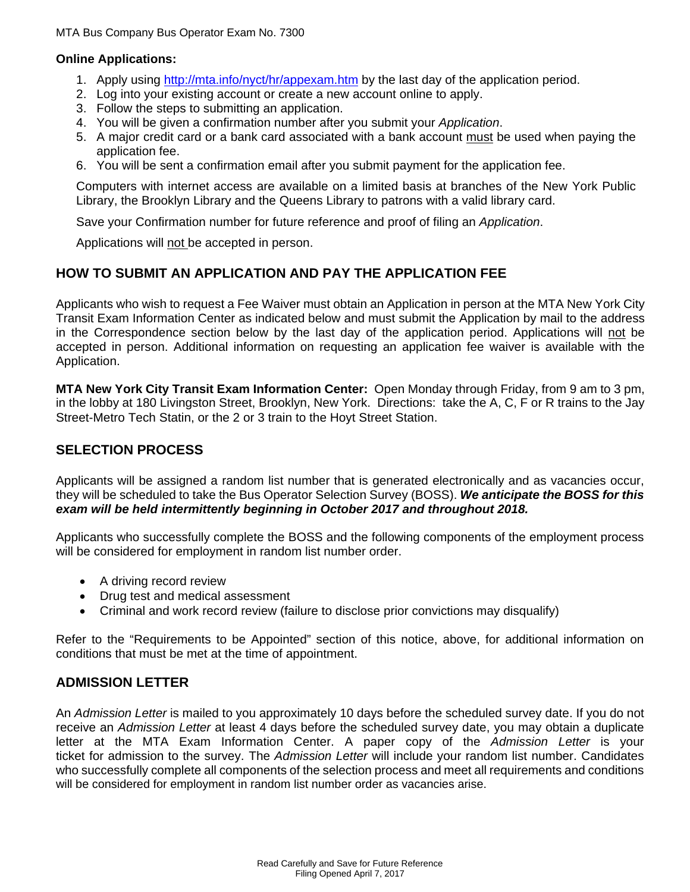**Online Applications:**

1. Apply using http://mta.info/nyct/hr/appexam.htm by the last day of the application period.
2. Log into your existing account or create a new account online to apply.
3. Follow the steps to submitting an application.
4. You will be given a confirmation number after you submit your *Application*.
5. A major credit card or a bank card associated with a bank account must be used when paying the application fee.
6. You will be sent a confirmation email after you submit payment for the application fee.

Computers with internet access are available on a limited basis at branches of the New York Public Library, the Brooklyn Library and the Queens Library to patrons with a valid library card.

Save your Confirmation number for future reference and proof of filing an *Application*.

Applications will not be accepted in person.

## HOW TO SUBMIT AN APPLICATION AND PAY THE APPLICATION FEE

Applicants who wish to request a Fee Waiver must obtain an Application in person at the MTA New York City Transit Exam Information Center as indicated below and must submit the Application by mail to the address in the Correspondence section below by the last day of the application period. Applications will not be accepted in person. Additional information on requesting an application fee waiver is available with the Application.

**MTA New York City Transit Exam Information Center:** Open Monday through Friday, from 9 am to 3 pm, in the lobby at 180 Livingston Street, Brooklyn, New York. Directions: take the A, C, F or R trains to the Jay Street-Metro Tech Statin, or the 2 or 3 train to the Hoyt Street Station.

## SELECTION PROCESS

Applicants will be assigned a random list number that is generated electronically and as vacancies occur, they will be scheduled to take the Bus Operator Selection Survey (BOSS). ***We anticipate the BOSS for this exam will be held intermittently beginning in October 2017 and throughout 2018.***

Applicants who successfully complete the BOSS and the following components of the employment process will be considered for employment in random list number order.

- A driving record review
- Drug test and medical assessment
- Criminal and work record review (failure to disclose prior convictions may disqualify)

Refer to the "Requirements to be Appointed" section of this notice, above, for additional information on conditions that must be met at the time of appointment.

## ADMISSION LETTER

An *Admission Letter* is mailed to you approximately 10 days before the scheduled survey date. If you do not receive an *Admission Letter* at least 4 days before the scheduled survey date, you may obtain a duplicate letter at the MTA Exam Information Center. A paper copy of the *Admission Letter* is your ticket for admission to the survey. The *Admission Letter* will include your random list number. Candidates who successfully complete all components of the selection process and meet all requirements and conditions will be considered for employment in random list number order as vacancies arise.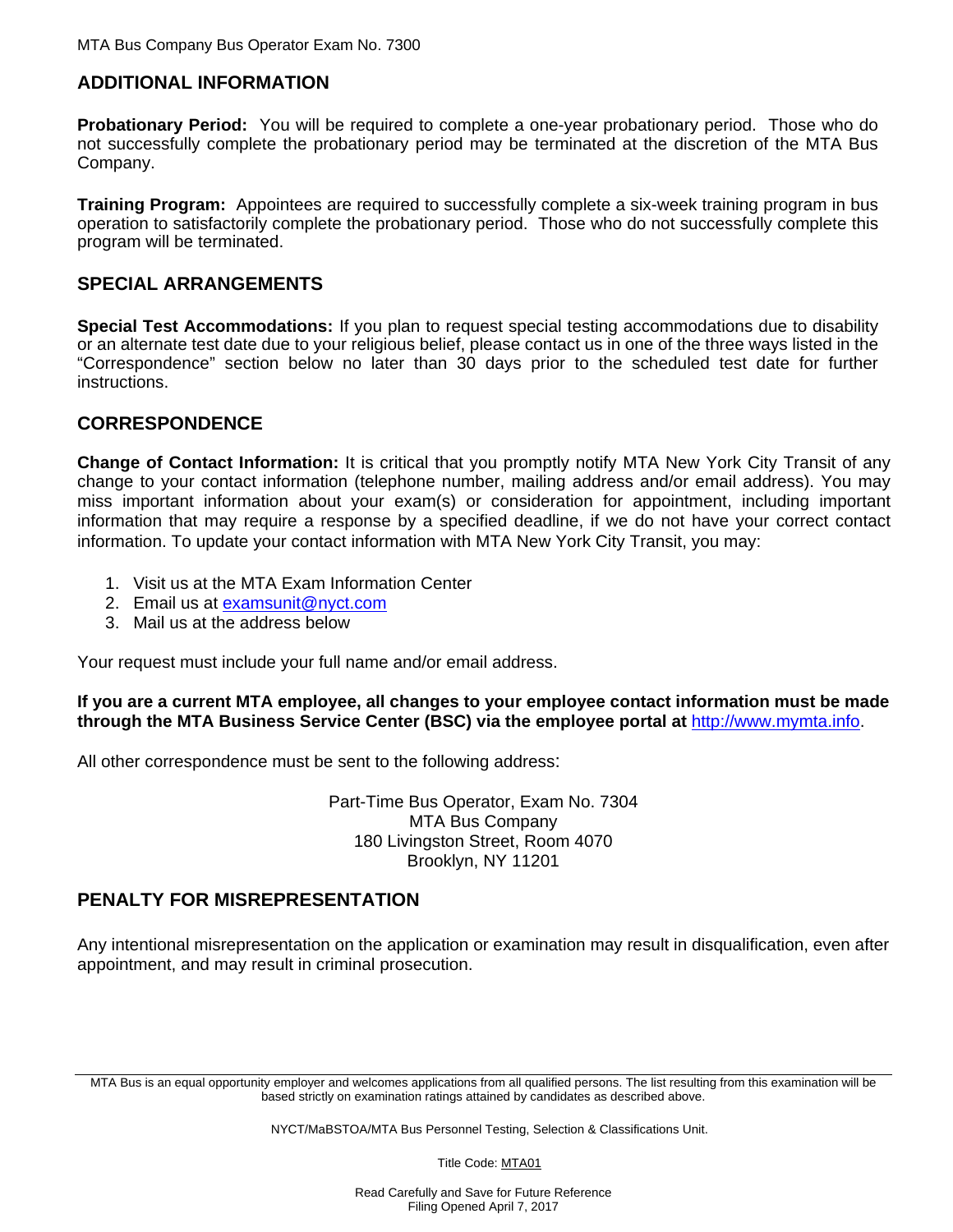## ADDITIONAL INFORMATION

**Probationary Period:** You will be required to complete a one-year probationary period. Those who do not successfully complete the probationary period may be terminated at the discretion of the MTA Bus Company.

**Training Program:** Appointees are required to successfully complete a six-week training program in bus operation to satisfactorily complete the probationary period. Those who do not successfully complete this program will be terminated.

## SPECIAL ARRANGEMENTS

**Special Test Accommodations:** If you plan to request special testing accommodations due to disability or an alternate test date due to your religious belief, please contact us in one of the three ways listed in the "Correspondence" section below no later than 30 days prior to the scheduled test date for further instructions.

## CORRESPONDENCE

**Change of Contact Information:** It is critical that you promptly notify MTA New York City Transit of any change to your contact information (telephone number, mailing address and/or email address). You may miss important information about your exam(s) or consideration for appointment, including important information that may require a response by a specified deadline, if we do not have your correct contact information. To update your contact information with MTA New York City Transit, you may:

1. Visit us at the MTA Exam Information Center
2. Email us at examsunit@nyct.com
3. Mail us at the address below

Your request must include your full name and/or email address.

**If you are a current MTA employee, all changes to your employee contact information must be made through the MTA Business Service Center (BSC) via the employee portal at** http://www.mymta.info.

All other correspondence must be sent to the following address:

Part-Time Bus Operator, Exam No. 7304
MTA Bus Company
180 Livingston Street, Room 4070
Brooklyn, NY 11201

## PENALTY FOR MISREPRESENTATION

Any intentional misrepresentation on the application or examination may result in disqualification, even after appointment, and may result in criminal prosecution.

---

MTA Bus is an equal opportunity employer and welcomes applications from all qualified persons. The list resulting from this examination will be based strictly on examination ratings attained by candidates as described above.

NYCT/MaBSTOA/MTA Bus Personnel Testing, Selection & Classifications Unit.

Title Code: MTA01

Read Carefully and Save for Future Reference
Filing Opened April 7, 2017